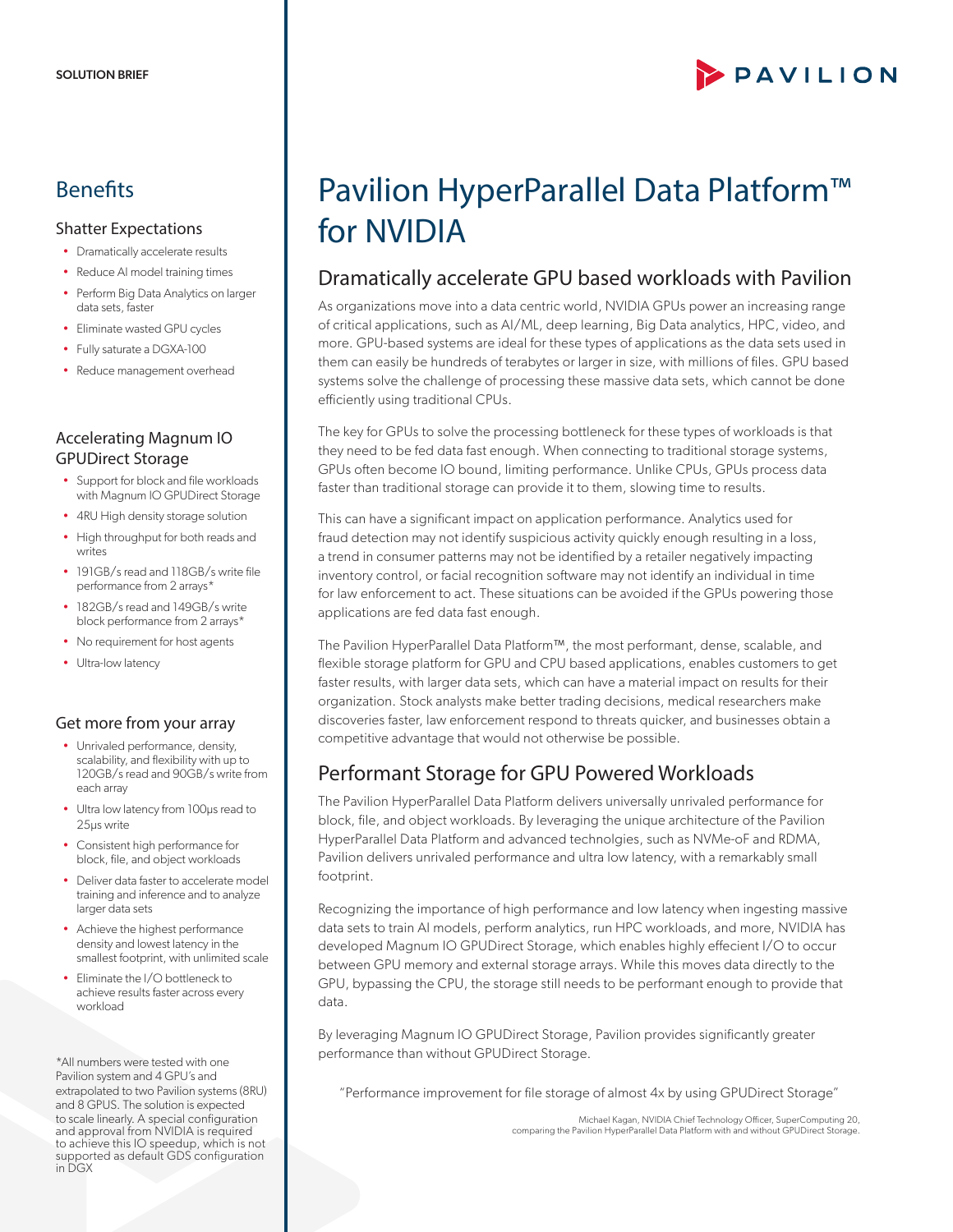SOLUTION BRIEF

PAVILION

# Pavilion HyperParallel Data Platform™ for NVIDIA

## Dramatically accelerate GPU based workloads with Pavilion

As organizations move into a data centric world, NVIDIA GPUs power an increasing range of critical applications, such as AI/ML, deep learning, Big Data analytics, HPC, video, and more. GPU-based systems are ideal for these types of applications as the data sets used in them can easily be hundreds of terabytes or larger in size, with millions of files. GPU based systems solve the challenge of processing these massive data sets, which cannot be done efficiently using traditional CPUs.

The key for GPUs to solve the processing bottleneck for these types of workloads is that they need to be fed data fast enough. When connecting to traditional storage systems, GPUs often become IO bound, limiting performance. Unlike CPUs, GPUs process data faster than traditional storage can provide it to them, slowing time to results.

This can have a significant impact on application performance. Analytics used for fraud detection may not identify suspicious activity quickly enough resulting in a loss, a trend in consumer patterns may not be identified by a retailer negatively impacting inventory control, or facial recognition software may not identify an individual in time for law enforcement to act. These situations can be avoided if the GPUs powering those applications are fed data fast enough.

The Pavilion HyperParallel Data Platform™, the most performant, dense, scalable, and flexible storage platform for GPU and CPU based applications, enables customers to get faster results, with larger data sets, which can have a material impact on results for their organization. Stock analysts make better trading decisions, medical researchers make discoveries faster, law enforcement respond to threats quicker, and businesses obtain a competitive advantage that would not otherwise be possible.

## Performant Storage for GPU Powered Workloads

The Pavilion HyperParallel Data Platform delivers universally unrivaled performance for block, file, and object workloads. By leveraging the unique architecture of the Pavilion HyperParallel Data Platform and advanced technolgies, such as NVMe-oF and RDMA, Pavilion delivers unrivaled performance and ultra low latency, with a remarkably small footprint.

Recognizing the importance of high performance and low latency when ingesting massive data sets to train AI models, perform analytics, run HPC workloads, and more, NVIDIA has developed Magnum IO GPUDirect Storage, which enables highly effecient I/O to occur between GPU memory and external storage arrays. While this moves data directly to the GPU, bypassing the CPU, the storage still needs to be performant enough to provide that data.

By leveraging Magnum IO GPUDirect Storage, Pavilion provides significantly greater performance than without GPUDirect Storage.

> "Performance improvement for file storage of almost 4x by using GPUDirect Storage"
>
> Michael Kagan, NVIDIA Chief Technology Officer, SuperComputing 20, comparing the Pavilion HyperParallel Data Platform with and without GPUDirect Storage.

## Benefits

### Shatter Expectations

- Dramatically accelerate results
- Reduce AI model training times
- Perform Big Data Analytics on larger data sets, faster
- Eliminate wasted GPU cycles
- Fully saturate a DGXA-100
- Reduce management overhead

### Accelerating Magnum IO GPUDirect Storage

- Support for block and file workloads with Magnum IO GPUDirect Storage
- 4RU High density storage solution
- High throughput for both reads and writes
- 191GB/s read and 118GB/s write file performance from 2 arrays*
- 182GB/s read and 149GB/s write block performance from 2 arrays*
- No requirement for host agents
- Ultra-low latency

### Get more from your array

- Unrivaled performance, density, scalability, and flexibility with up to 120GB/s read and 90GB/s write from each array
- Ultra low latency from 100µs read to 25µs write
- Consistent high performance for block, file, and object workloads
- Deliver data faster to accelerate model training and inference and to analyze larger data sets
- Achieve the highest performance density and lowest latency in the smallest footprint, with unlimited scale
- Eliminate the I/O bottleneck to achieve results faster across every workload

*All numbers were tested with one Pavilion system and 4 GPU's and extrapolated to two Pavilion systems (8RU) and 8 GPUS. The solution is expected to scale linearly. A special configuration and approval from NVIDIA is required to achieve this IO speedup, which is not supported as default GDS configuration in DGX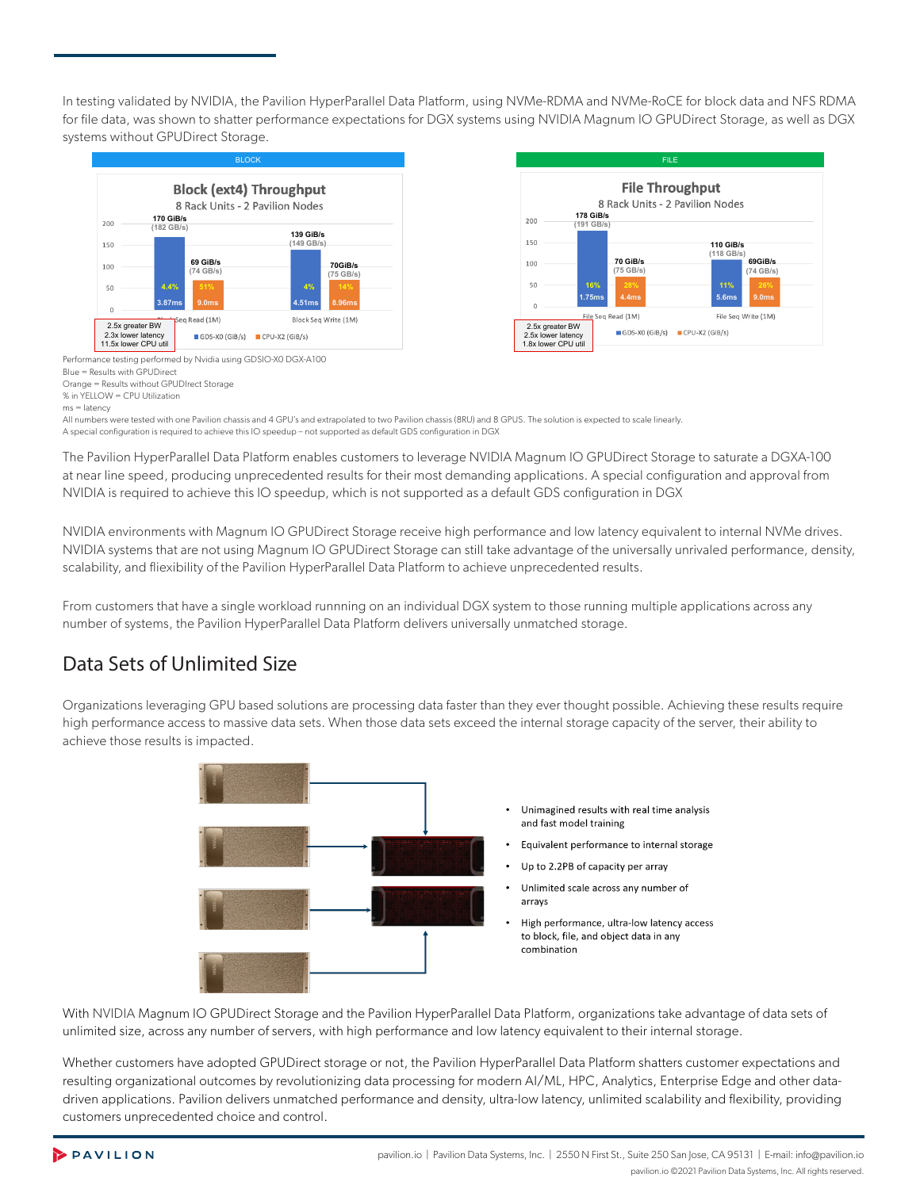In testing validated by NVIDIA, the Pavilion HyperParallel Data Platform, using NVMe-RDMA and NVMe-RoCE for block data and NFS RDMA for file data, was shown to shatter performance expectations for DGX systems using NVIDIA Magnum IO GPUDirect Storage, as well as DGX systems without GPUDirect Storage.

BLOCK

Block (ext4) Throughput

8 Rack Units - 2 Pavilion Nodes

170 GiB/s (182 GB/s)
69 GiB/s (74 GB/s)
139 GiB/s (149 GB/s)
70GiB/s (75 GB/s)
4.4%
51%
4%
14%
3.87ms
9.0ms
4.51ms
8.96ms
Block Seq Read (1M)
Block Seq Write (1M)
GDS-X0 (GiB/s)
CPU-X2 (GiB/s)

2.5x greater BW
2.3x lower latency
11.5x lower CPU util

FILE

File Throughput

8 Rack Units - 2 Pavilion Nodes

178 GiB/s (191 GB/s)
70 GiB/s (75 GB/s)
110 GiB/s (118 GB/s)
69GiB/s (74 GB/s)
16%
28%
11%
26%
1.75ms
4.4ms
5.6ms
9.0ms
File Seq Read (1M)
File Seq Write (1M)
GDS-X0 (GiB/s)
CPU-X2 (GiB/s)

2.5x greater BW
2.5x lower latency
1.8x lower CPU util

Performance testing performed by Nvidia using GDSIO-X0 DGX-A100
Blue = Results with GPUDirect
Orange = Results without GPUDIrect Storage
% in YELLOW = CPU Utilization
ms = latency
All numbers were tested with one Pavilion chassis and 4 GPU's and extrapolated to two Pavilion chassis (8RU) and 8 GPUS. The solution is expected to scale linearly.
A special configuration is required to achieve this IO speedup – not supported as default GDS configuration in DGX

The Pavilion HyperParallel Data Platform enables customers to leverage NVIDIA Magnum IO GPUDirect Storage to saturate a DGXA-100 at near line speed, producing unprecedented results for their most demanding applications. A special configuration and approval from NVIDIA is required to achieve this IO speedup, which is not supported as a default GDS configuration in DGX

NVIDIA environments with Magnum IO GPUDirect Storage receive high performance and low latency equivalent to internal NVMe drives. NVIDIA systems that are not using Magnum IO GPUDirect Storage can still take advantage of the universally unrivaled performance, density, scalability, and fliexibility of the Pavilion HyperParallel Data Platform to achieve unprecedented results.

From customers that have a single workload runnning on an individual DGX system to those running multiple applications across any number of systems, the Pavilion HyperParallel Data Platform delivers universally unmatched storage.

## Data Sets of Unlimited Size

Organizations leveraging GPU based solutions are processing data faster than they ever thought possible. Achieving these results require high performance access to massive data sets. When those data sets exceed the internal storage capacity of the server, their ability to achieve those results is impacted.

- Unimagined results with real time analysis and fast model training
- Equivalent performance to internal storage
- Up to 2.2PB of capacity per array
- Unlimited scale across any number of arrays
- High performance, ultra-low latency access to block, file, and object data in any combination

With NVIDIA Magnum IO GPUDirect Storage and the Pavilion HyperParallel Data Platform, organizations take advantage of data sets of unlimited size, across any number of servers, with high performance and low latency equivalent to their internal storage.

Whether customers have adopted GPUDirect storage or not, the Pavilion HyperParallel Data Platform shatters customer expectations and resulting organizational outcomes by revolutionizing data processing for modern AI/ML, HPC, Analytics, Enterprise Edge and other data-driven applications. Pavilion delivers unmatched performance and density, ultra-low latency, unlimited scalability and flexibility, providing customers unprecedented choice and control.

PAVILION

pavilion.io | Pavilion Data Systems, Inc. | 2550 N First St., Suite 250 San Jose, CA 95131 | E-mail: info@pavilion.io
pavilion.io ©2021 Pavilion Data Systems, Inc. All rights reserved.